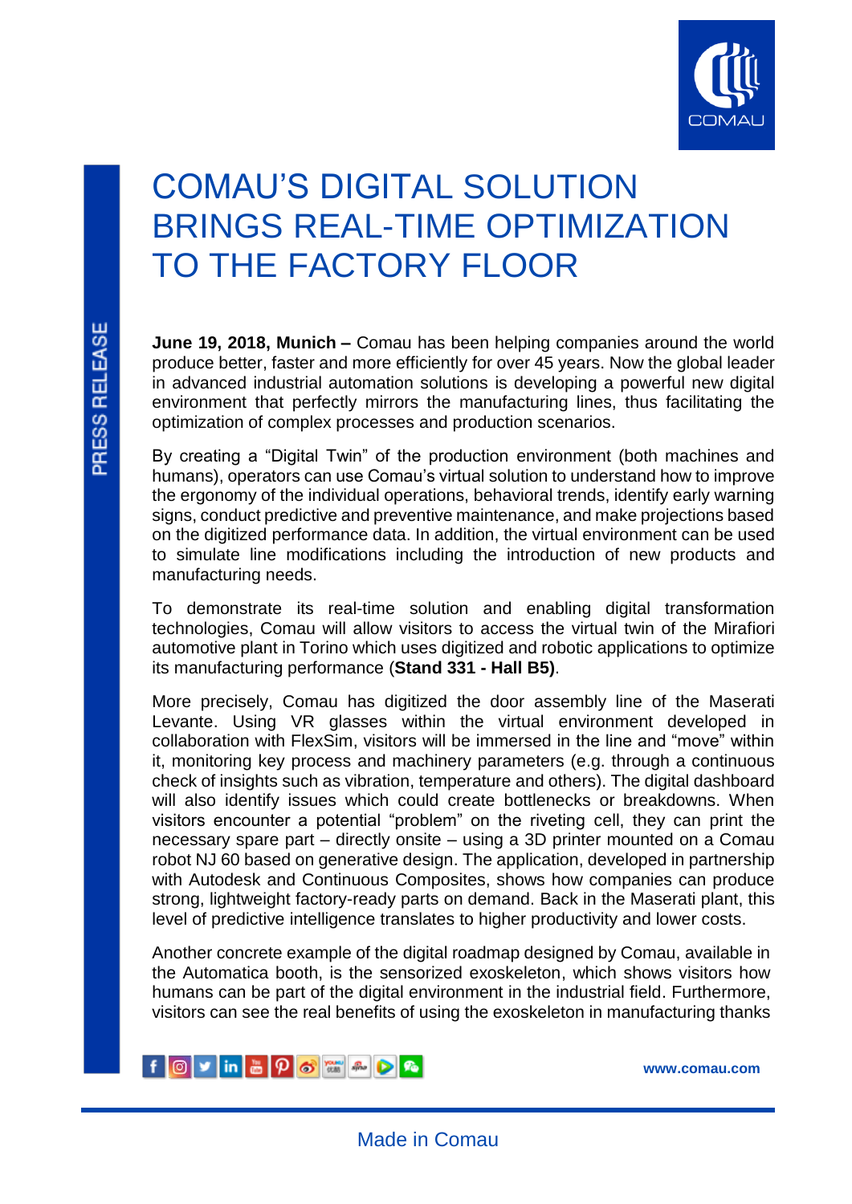# COMAU'S DIGITAL SOLUTION BRINGS REAL-TIME OPTIMIZATION TO THE FACTORY FLOOR

**June 19, 2018, Munich –** Comau has been helping companies around the world produce better, faster and more efficiently for over 45 years. Now the global leader in advanced industrial automation solutions is developing a powerful new digital environment that perfectly mirrors the manufacturing lines, thus facilitating the optimization of complex processes and production scenarios.

By creating a "Digital Twin" of the production environment (both machines and humans), operators can use Comau's virtual solution to understand how to improve the ergonomy of the individual operations, behavioral trends, identify early warning signs, conduct predictive and preventive maintenance, and make projections based on the digitized performance data. In addition, the virtual environment can be used to simulate line modifications including the introduction of new products and manufacturing needs.

To demonstrate its real-time solution and enabling digital transformation technologies, Comau will allow visitors to access the virtual twin of the Mirafiori automotive plant in Torino which uses digitized and robotic applications to optimize its manufacturing performance (**Stand 331 - Hall B5)**.

More precisely, Comau has digitized the door assembly line of the Maserati Levante. Using VR glasses within the virtual environment developed in collaboration with FlexSim, visitors will be immersed in the line and "move" within it, monitoring key process and machinery parameters (e.g. through a continuous check of insights such as vibration, temperature and others). The digital dashboard will also identify issues which could create bottlenecks or breakdowns. When visitors encounter a potential "problem" on the riveting cell, they can print the necessary spare part – directly onsite – using a 3D printer mounted on a Comau robot NJ 60 based on generative design. The application, developed in partnership with Autodesk and Continuous Composites, shows how companies can produce strong, lightweight factory-ready parts on demand. Back in the Maserati plant, this level of predictive intelligence translates to higher productivity and lower costs.

Another concrete example of the digital roadmap designed by Comau, available in the Automatica booth, is the sensorized exoskeleton, which shows visitors how humans can be part of the digital environment in the industrial field. Furthermore, visitors can see the real benefits of using the exoskeleton in manufacturing thanks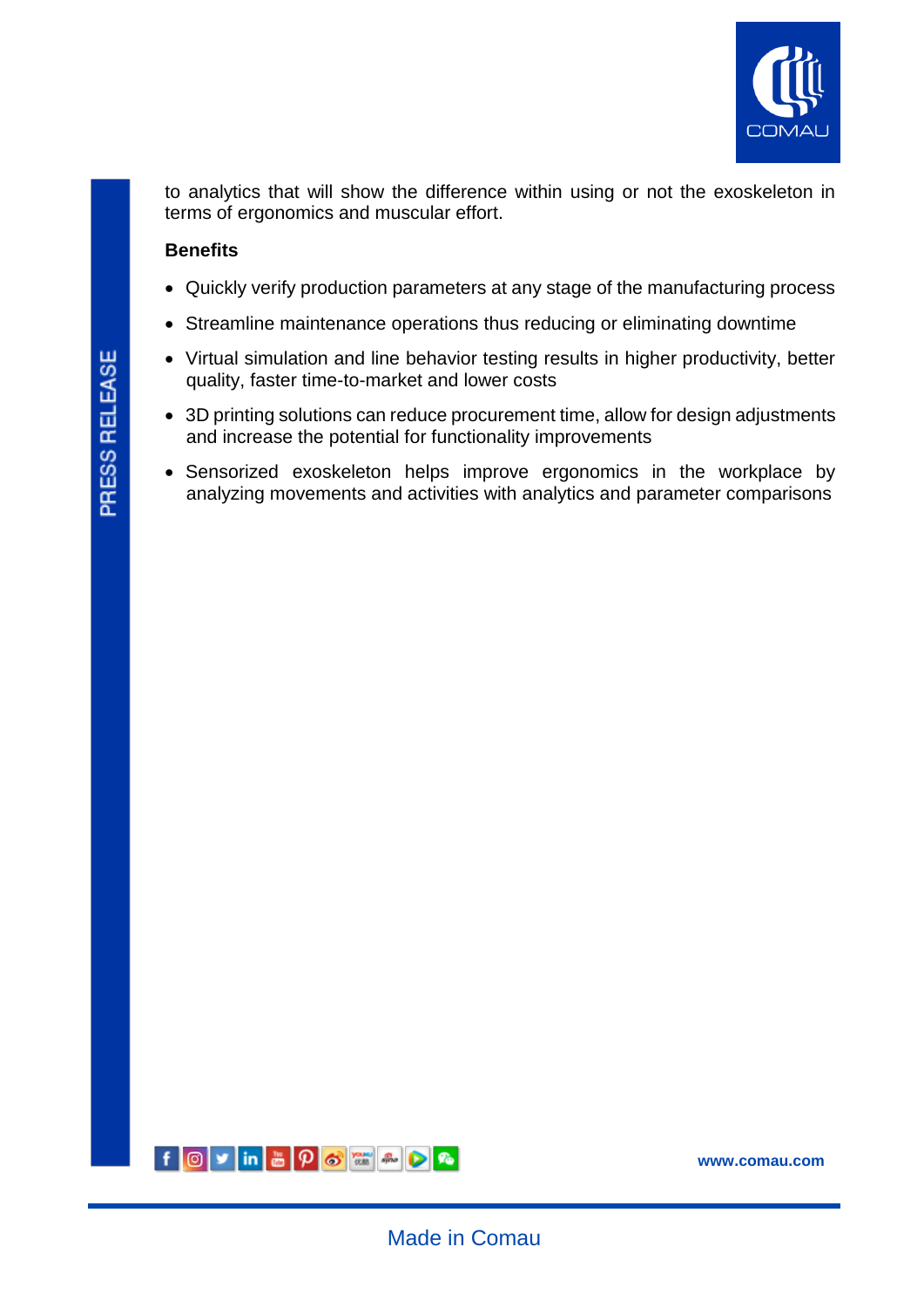to analytics that will show the difference within using or not the exoskeleton in terms of ergonomics and muscular effort.

**Benefits**

- Quickly verify production parameters at any stage of the manufacturing process
- Streamline maintenance operations thus reducing or eliminating downtime
- Virtual simulation and line behavior testing results in higher productivity, better quality, faster time-to-market and lower costs
- 3D printing solutions can reduce procurement time, allow for design adjustments and increase the potential for functionality improvements
- Sensorized exoskeleton helps improve ergonomics in the workplace by analyzing movements and activities with analytics and parameter comparisons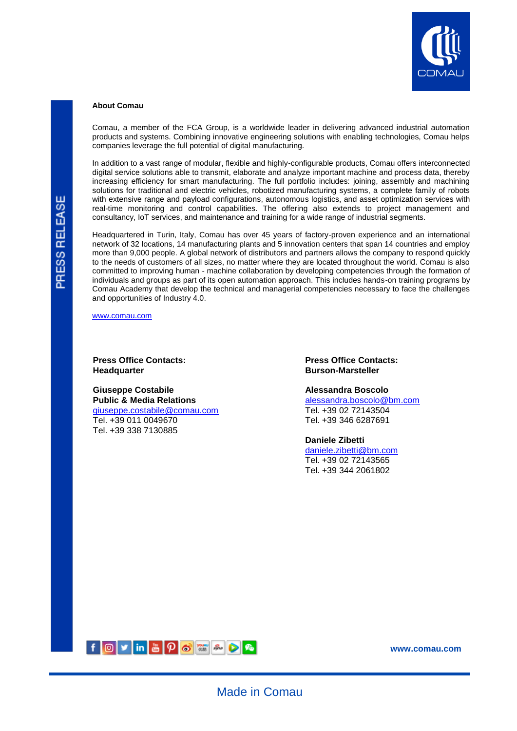**About Comau**

Comau, a member of the FCA Group, is a worldwide leader in delivering advanced industrial automation products and systems. Combining innovative engineering solutions with enabling technologies, Comau helps companies leverage the full potential of digital manufacturing.

In addition to a vast range of modular, flexible and highly-configurable products, Comau offers interconnected digital service solutions able to transmit, elaborate and analyze important machine and process data, thereby increasing efficiency for smart manufacturing. The full portfolio includes: joining, assembly and machining solutions for traditional and electric vehicles, robotized manufacturing systems, a complete family of robots with extensive range and payload configurations, autonomous logistics, and asset optimization services with real-time monitoring and control capabilities. The offering also extends to project management and consultancy, IoT services, and maintenance and training for a wide range of industrial segments.

Headquartered in Turin, Italy, Comau has over 45 years of factory-proven experience and an international network of 32 locations, 14 manufacturing plants and 5 innovation centers that span 14 countries and employ more than 9,000 people. A global network of distributors and partners allows the company to respond quickly to the needs of customers of all sizes, no matter where they are located throughout the world. Comau is also committed to improving human - machine collaboration by developing competencies through the formation of individuals and groups as part of its open automation approach. This includes hands-on training programs by Comau Academy that develop the technical and managerial competencies necessary to face the challenges and opportunities of Industry 4.0.

www.comau.com

**Press Office Contacts:**
**Headquarter**

**Giuseppe Costabile**
**Public & Media Relations**
giuseppe.costabile@comau.com
Tel. +39 011 0049670
Tel. +39 338 7130885

**Press Office Contacts:**
**Burson-Marsteller**

**Alessandra Boscolo**
alessandra.boscolo@bm.com
Tel. +39 02 72143504
Tel. +39 346 6287691

**Daniele Zibetti**
daniele.zibetti@bm.com
Tel. +39 02 72143565
Tel. +39 344 2061802